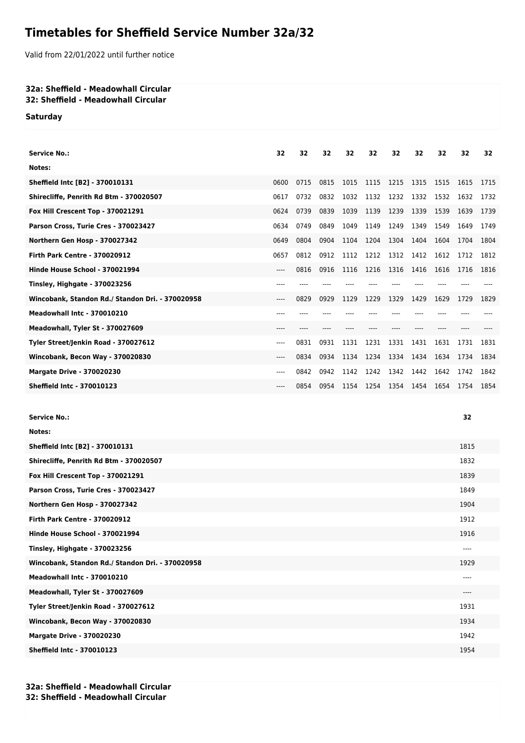# Timetables for Sheffield Service Number 32a/32

Valid from 22/01/2022 until further notice

**32a: Sheffield - Meadowhall Circular**
**32: Sheffield - Meadowhall Circular**

**Saturday**

| Service No.: | 32 | 32 | 32 | 32 | 32 | 32 | 32 | 32 | 32 | 32 |
|---|---|---|---|---|---|---|---|---|---|---|
| Notes: | | | | | | | | | | |
| Sheffield Intc [B2] - 370010131 | 0600 | 0715 | 0815 | 1015 | 1115 | 1215 | 1315 | 1515 | 1615 | 1715 |
| Shirecliffe, Penrith Rd Btm - 370020507 | 0617 | 0732 | 0832 | 1032 | 1132 | 1232 | 1332 | 1532 | 1632 | 1732 |
| Fox Hill Crescent Top - 370021291 | 0624 | 0739 | 0839 | 1039 | 1139 | 1239 | 1339 | 1539 | 1639 | 1739 |
| Parson Cross, Turie Cres - 370023427 | 0634 | 0749 | 0849 | 1049 | 1149 | 1249 | 1349 | 1549 | 1649 | 1749 |
| Northern Gen Hosp - 370027342 | 0649 | 0804 | 0904 | 1104 | 1204 | 1304 | 1404 | 1604 | 1704 | 1804 |
| Firth Park Centre - 370020912 | 0657 | 0812 | 0912 | 1112 | 1212 | 1312 | 1412 | 1612 | 1712 | 1812 |
| Hinde House School - 370021994 | ---- | 0816 | 0916 | 1116 | 1216 | 1316 | 1416 | 1616 | 1716 | 1816 |
| Tinsley, Highgate - 370023256 | ---- | ---- | ---- | ---- | ---- | ---- | ---- | ---- | ---- | ---- |
| Wincobank, Standon Rd./ Standon Dri. - 370020958 | ---- | 0829 | 0929 | 1129 | 1229 | 1329 | 1429 | 1629 | 1729 | 1829 |
| Meadowhall Intc - 370010210 | ---- | ---- | ---- | ---- | ---- | ---- | ---- | ---- | ---- | ---- |
| Meadowhall, Tyler St - 370027609 | ---- | ---- | ---- | ---- | ---- | ---- | ---- | ---- | ---- | ---- |
| Tyler Street/Jenkin Road - 370027612 | ---- | 0831 | 0931 | 1131 | 1231 | 1331 | 1431 | 1631 | 1731 | 1831 |
| Wincobank, Becon Way - 370020830 | ---- | 0834 | 0934 | 1134 | 1234 | 1334 | 1434 | 1634 | 1734 | 1834 |
| Margate Drive - 370020230 | ---- | 0842 | 0942 | 1142 | 1242 | 1342 | 1442 | 1642 | 1742 | 1842 |
| Sheffield Intc - 370010123 | ---- | 0854 | 0954 | 1154 | 1254 | 1354 | 1454 | 1654 | 1754 | 1854 |

| Service No.: | 32 |
|---|---|
| Notes: | |
| Sheffield Intc [B2] - 370010131 | 1815 |
| Shirecliffe, Penrith Rd Btm - 370020507 | 1832 |
| Fox Hill Crescent Top - 370021291 | 1839 |
| Parson Cross, Turie Cres - 370023427 | 1849 |
| Northern Gen Hosp - 370027342 | 1904 |
| Firth Park Centre - 370020912 | 1912 |
| Hinde House School - 370021994 | 1916 |
| Tinsley, Highgate - 370023256 | ---- |
| Wincobank, Standon Rd./ Standon Dri. - 370020958 | 1929 |
| Meadowhall Intc - 370010210 | ---- |
| Meadowhall, Tyler St - 370027609 | ---- |
| Tyler Street/Jenkin Road - 370027612 | 1931 |
| Wincobank, Becon Way - 370020830 | 1934 |
| Margate Drive - 370020230 | 1942 |
| Sheffield Intc - 370010123 | 1954 |

**32a: Sheffield - Meadowhall Circular**
**32: Sheffield - Meadowhall Circular**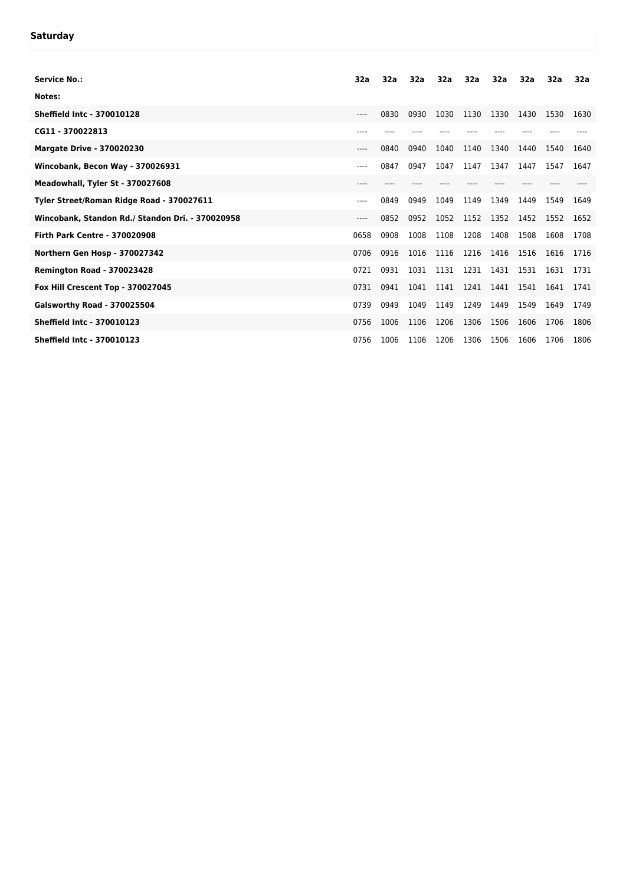**Saturday**

| Service No.: | 32a | 32a | 32a | 32a | 32a | 32a | 32a | 32a | 32a |
|---|---|---|---|---|---|---|---|---|---|
| Notes: | | | | | | | | | |
| Sheffield Intc - 370010128 | ---- | 0830 | 0930 | 1030 | 1130 | 1330 | 1430 | 1530 | 1630 |
| CG11 - 370022813 | ---- | ---- | ---- | ---- | ---- | ---- | ---- | ---- | ---- |
| Margate Drive - 370020230 | ---- | 0840 | 0940 | 1040 | 1140 | 1340 | 1440 | 1540 | 1640 |
| Wincobank, Becon Way - 370026931 | ---- | 0847 | 0947 | 1047 | 1147 | 1347 | 1447 | 1547 | 1647 |
| Meadowhall, Tyler St - 370027608 | ---- | ---- | ---- | ---- | ---- | ---- | ---- | ---- | ---- |
| Tyler Street/Roman Ridge Road - 370027611 | ---- | 0849 | 0949 | 1049 | 1149 | 1349 | 1449 | 1549 | 1649 |
| Wincobank, Standon Rd./ Standon Dri. - 370020958 | ---- | 0852 | 0952 | 1052 | 1152 | 1352 | 1452 | 1552 | 1652 |
| Firth Park Centre - 370020908 | 0658 | 0908 | 1008 | 1108 | 1208 | 1408 | 1508 | 1608 | 1708 |
| Northern Gen Hosp - 370027342 | 0706 | 0916 | 1016 | 1116 | 1216 | 1416 | 1516 | 1616 | 1716 |
| Remington Road - 370023428 | 0721 | 0931 | 1031 | 1131 | 1231 | 1431 | 1531 | 1631 | 1731 |
| Fox Hill Crescent Top - 370027045 | 0731 | 0941 | 1041 | 1141 | 1241 | 1441 | 1541 | 1641 | 1741 |
| Galsworthy Road - 370025504 | 0739 | 0949 | 1049 | 1149 | 1249 | 1449 | 1549 | 1649 | 1749 |
| Sheffield Intc - 370010123 | 0756 | 1006 | 1106 | 1206 | 1306 | 1506 | 1606 | 1706 | 1806 |
| Sheffield Intc - 370010123 | 0756 | 1006 | 1106 | 1206 | 1306 | 1506 | 1606 | 1706 | 1806 |